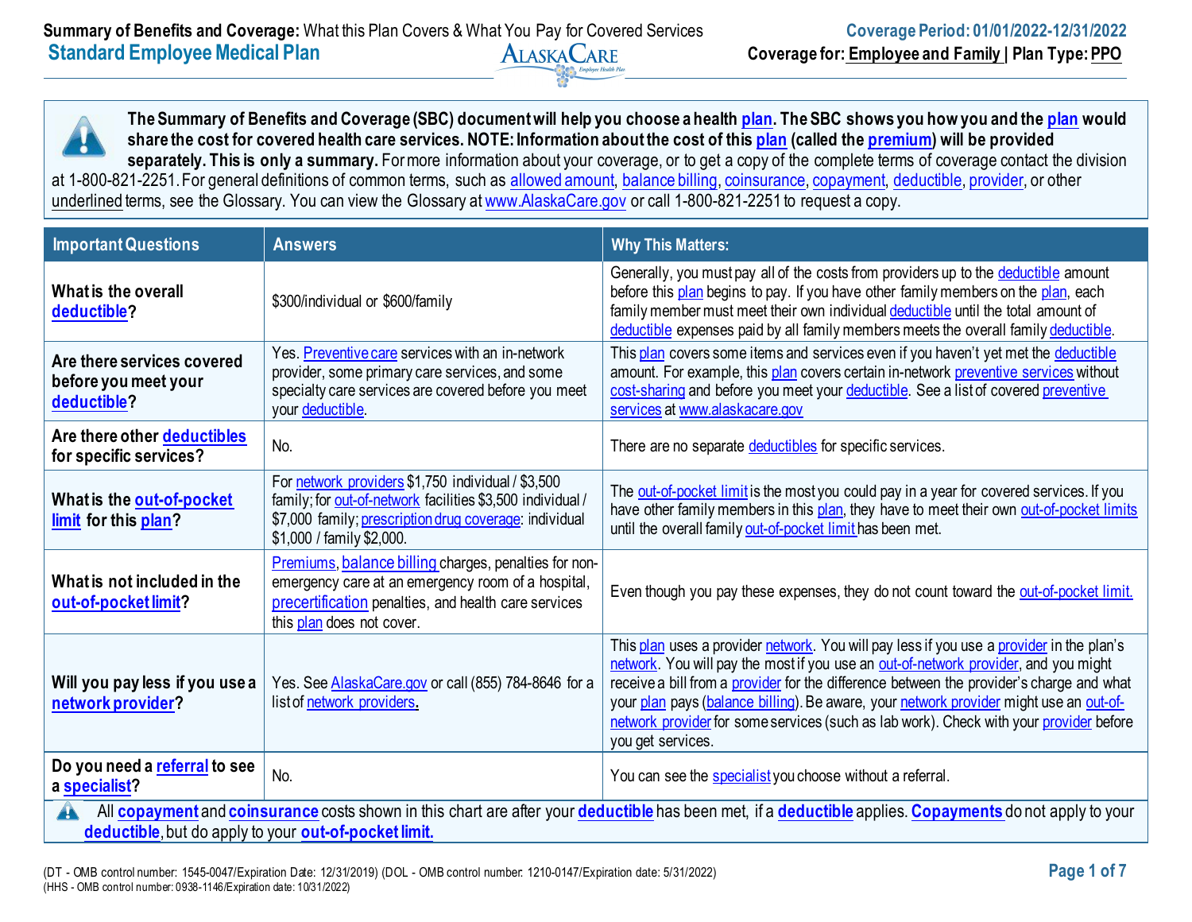**Summary of Benefits and Coverage:** What this Plan Covers & What You Pay for Covered Services

**Standard Employee Medical Plan**

**Coverage Period: 01/01/2022-12/31/2022**

**Coverage for:** Employee and Family | **Plan Type:** PPO

**The Summary of Benefits and Coverage (SBC) document will help you choose a health plan. The SBC shows you how you and the plan would share the cost for covered health care services. NOTE: Information about the cost of this plan (called the premium) will be provided separately. This is only a summary.** For more information about your coverage, or to get a copy of the complete terms of coverage contact the division at 1-800-821-2251. For general definitions of common terms, such as allowed amount, balance billing, coinsurance, copayment, deductible, provider, or other underlined terms, see the Glossary. You can view the Glossary at www.AlaskaCare.gov or call 1-800-821-2251 to request a copy.

| Important Questions | Answers | Why This Matters: |
|---|---|---|
| **What is the overall deductible?** | $300/individual or $600/family | Generally, you must pay all of the costs from providers up to the deductible amount before this plan begins to pay. If you have other family members on the plan, each family member must meet their own individual deductible until the total amount of deductible expenses paid by all family members meets the overall family deductible. |
| **Are there services covered before you meet your deductible?** | Yes. Preventive care services with an in-network provider, some primary care services, and some specialty care services are covered before you meet your deductible. | This plan covers some items and services even if you haven't yet met the deductible amount. For example, this plan covers certain in-network preventive services without cost-sharing and before you meet your deductible. See a list of covered preventive services at www.alaskacare.gov |
| **Are there other deductibles for specific services?** | No. | There are no separate deductibles for specific services. |
| **What is the out-of-pocket limit for this plan?** | For network providers $1,750 individual / $3,500 family; for out-of-network facilities $3,500 individual / $7,000 family; prescription drug coverage: individual $1,000 / family $2,000. | The out-of-pocket limit is the most you could pay in a year for covered services. If you have other family members in this plan, they have to meet their own out-of-pocket limits until the overall family out-of-pocket limit has been met. |
| **What is not included in the out-of-pocket limit?** | Premiums, balance billing charges, penalties for non-emergency care at an emergency room of a hospital, precertification penalties, and health care services this plan does not cover. | Even though you pay these expenses, they do not count toward the out-of-pocket limit. |
| **Will you pay less if you use a network provider?** | Yes. See AlaskaCare.gov or call (855) 784-8646 for a list of network providers. | This plan uses a provider network. You will pay less if you use a provider in the plan's network. You will pay the most if you use an out-of-network provider, and you might receive a bill from a provider for the difference between the provider's charge and what your plan pays (balance billing). Be aware, your network provider might use an out-of-network provider for some services (such as lab work). Check with your provider before you get services. |
| **Do you need a referral to see a specialist?** | No. | You can see the specialist you choose without a referral. |

All **copayment** and **coinsurance** costs shown in this chart are after your **deductible** has been met, if a **deductible** applies. **Copayments** do not apply to your **deductible**, but do apply to your **out-of-pocket limit.**

(DT - OMB control number: 1545-0047/Expiration Date: 12/31/2019) (DOL - OMB control number: 1210-0147/Expiration date: 5/31/2022)
(HHS - OMB control number: 0938-1146/Expiration date: 10/31/2022)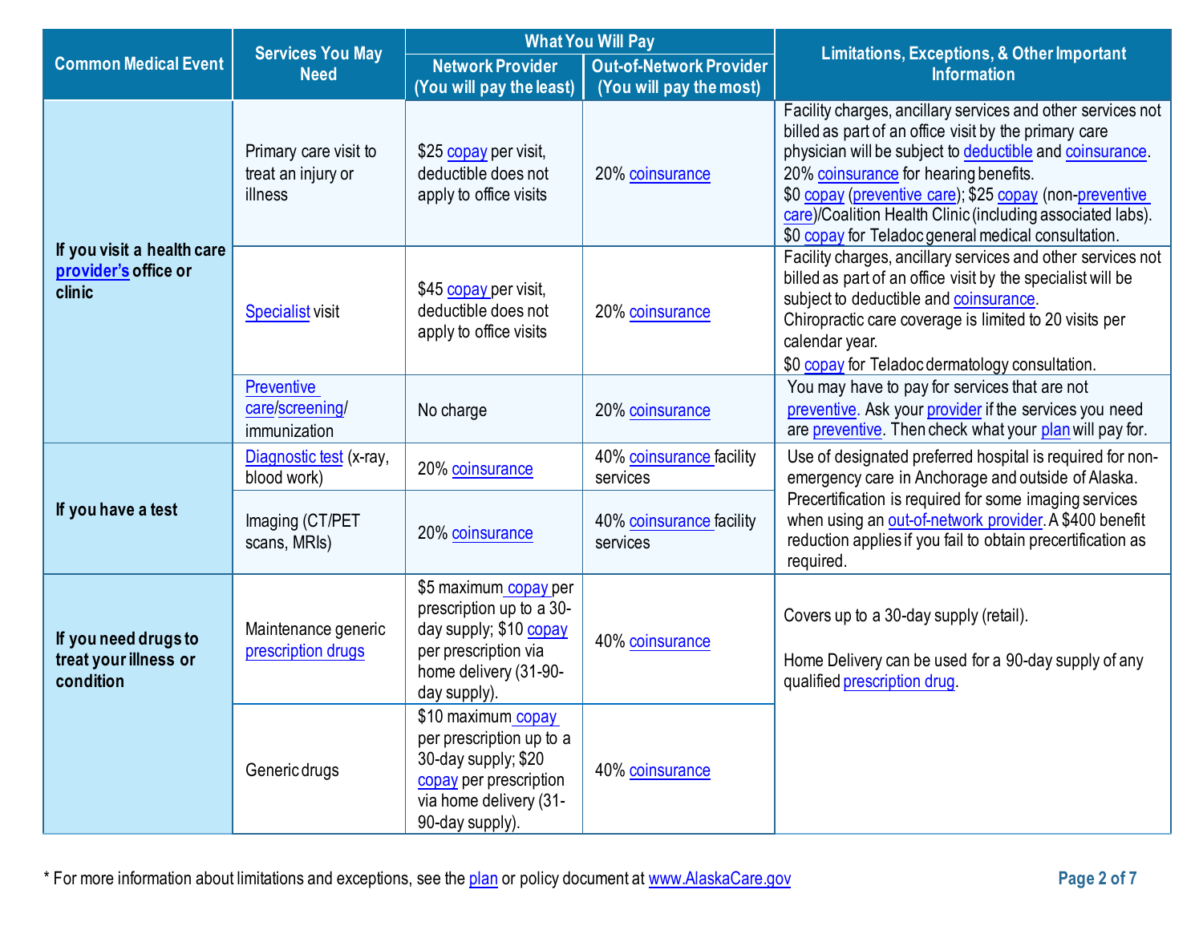| Common Medical Event | Services You May Need | What You Will Pay | | Limitations, Exceptions, & Other Important Information |
|---|---|---|---|---|
| | | Network Provider (You will pay the least) | Out-of-Network Provider (You will pay the most) | |
| If you visit a health care provider's office or clinic | Primary care visit to treat an injury or illness | $25 copay per visit, deductible does not apply to office visits | 20% coinsurance | Facility charges, ancillary services and other services not billed as part of an office visit by the primary care physician will be subject to deductible and coinsurance. 20% coinsurance for hearing benefits. $0 copay (preventive care); $25 copay (non-preventive care)/Coalition Health Clinic (including associated labs). $0 copay for Teladoc general medical consultation. |
| | Specialist visit | $45 copay per visit, deductible does not apply to office visits | 20% coinsurance | Facility charges, ancillary services and other services not billed as part of an office visit by the specialist will be subject to deductible and coinsurance. Chiropractic care coverage is limited to 20 visits per calendar year. $0 copay for Teladoc dermatology consultation. |
| | Preventive care/screening/immunization | No charge | 20% coinsurance | You may have to pay for services that are not preventive. Ask your provider if the services you need are preventive. Then check what your plan will pay for. |
| If you have a test | Diagnostic test (x-ray, blood work) | 20% coinsurance | 40% coinsurance facility services | Use of designated preferred hospital is required for non-emergency care in Anchorage and outside of Alaska. Precertification is required for some imaging services when using an out-of-network provider. A $400 benefit reduction applies if you fail to obtain precertification as required. |
| | Imaging (CT/PET scans, MRIs) | 20% coinsurance | 40% coinsurance facility services | |
| If you need drugs to treat your illness or condition | Maintenance generic prescription drugs | $5 maximum copay per prescription up to a 30-day supply; $10 copay per prescription via home delivery (31-90-day supply). | 40% coinsurance | Covers up to a 30-day supply (retail).<br><br>Home Delivery can be used for a 90-day supply of any qualified prescription drug. |
| | Generic drugs | $10 maximum copay per prescription up to a 30-day supply; $20 copay per prescription via home delivery (31-90-day supply). | 40% coinsurance | |

* For more information about limitations and exceptions, see the plan or policy document at www.AlaskaCare.gov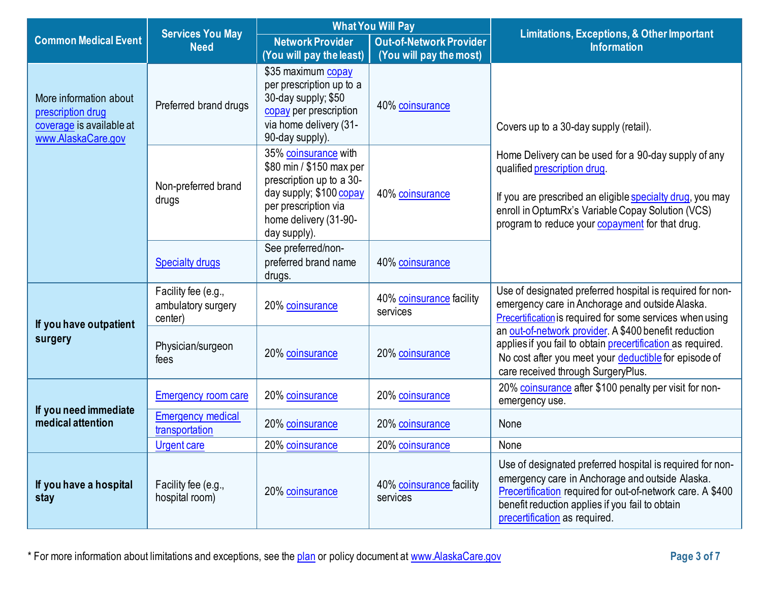| Common Medical Event | Services You May Need | What You Will Pay | | Limitations, Exceptions, & Other Important Information |
|---|---|---|---|---|
| | | Network Provider (You will pay the least) | Out-of-Network Provider (You will pay the most) | |
| More information about prescription drug coverage is available at www.AlaskaCare.gov | Preferred brand drugs | $35 maximum copay per prescription up to a 30-day supply; $50 copay per prescription via home delivery (31-90-day supply). | 40% coinsurance | Covers up to a 30-day supply (retail).<br><br>Home Delivery can be used for a 90-day supply of any qualified prescription drug.<br><br>If you are prescribed an eligible specialty drug, you may enroll in OptumRx's Variable Copay Solution (VCS) program to reduce your copayment for that drug. |
| | Non-preferred brand drugs | 35% coinsurance with $80 min / $150 max per prescription up to a 30-day supply; $100 copay per prescription via home delivery (31-90-day supply). | 40% coinsurance | |
| | Specialty drugs | See preferred/non-preferred brand name drugs. | 40% coinsurance | |
| **If you have outpatient surgery** | Facility fee (e.g., ambulatory surgery center) | 20% coinsurance | 40% coinsurance facility services | Use of designated preferred hospital is required for non-emergency care in Anchorage and outside Alaska. Precertification is required for some services when using an out-of-network provider. A $400 benefit reduction applies if you fail to obtain precertification as required. No cost after you meet your deductible for episode of care received through SurgeryPlus. |
| | Physician/surgeon fees | 20% coinsurance | 20% coinsurance | |
| **If you need immediate medical attention** | Emergency room care | 20% coinsurance | 20% coinsurance | 20% coinsurance after $100 penalty per visit for non-emergency use. |
| | Emergency medical transportation | 20% coinsurance | 20% coinsurance | None |
| | Urgent care | 20% coinsurance | 20% coinsurance | None |
| **If you have a hospital stay** | Facility fee (e.g., hospital room) | 20% coinsurance | 40% coinsurance facility services | Use of designated preferred hospital is required for non-emergency care in Anchorage and outside Alaska. Precertification required for out-of-network care. A $400 benefit reduction applies if you fail to obtain precertification as required. |

\* For more information about limitations and exceptions, see the plan or policy document at www.AlaskaCare.gov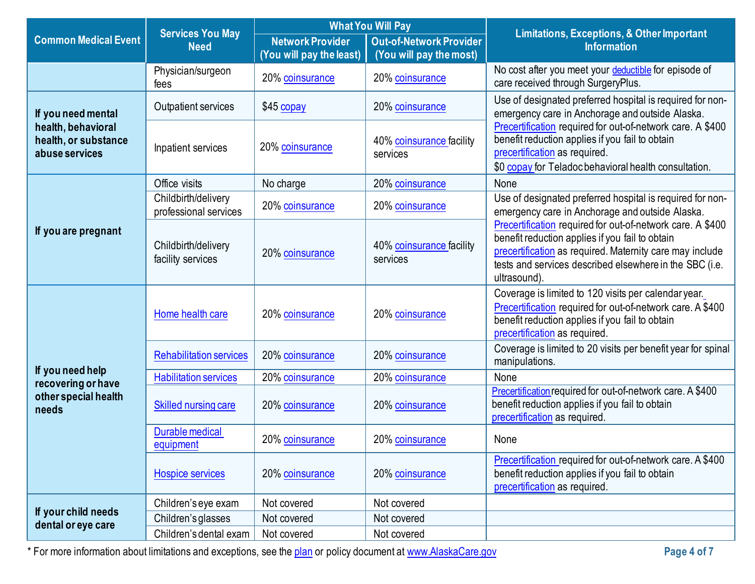| Common Medical Event | Services You May Need | What You Will Pay | | Limitations, Exceptions, & Other Important Information |
|---|---|---|---|---|
| | | Network Provider (You will pay the least) | Out-of-Network Provider (You will pay the most) | |
| | Physician/surgeon fees | 20% coinsurance | 20% coinsurance | No cost after you meet your deductible for episode of care received through SurgeryPlus. |
| If you need mental health, behavioral health, or substance abuse services | Outpatient services | $45 copay | 20% coinsurance | Use of designated preferred hospital is required for non-emergency care in Anchorage and outside Alaska. Precertification required for out-of-network care. A $400 benefit reduction applies if you fail to obtain precertification as required. $0 copay for Teladoc behavioral health consultation. |
| | Inpatient services | 20% coinsurance | 40% coinsurance facility services | |
| If you are pregnant | Office visits | No charge | 20% coinsurance | None |
| | Childbirth/delivery professional services | 20% coinsurance | 20% coinsurance | Use of designated preferred hospital is required for non-emergency care in Anchorage and outside Alaska. Precertification required for out-of-network care. A $400 benefit reduction applies if you fail to obtain precertification as required. Maternity care may include tests and services described elsewhere in the SBC (i.e. ultrasound). |
| | Childbirth/delivery facility services | 20% coinsurance | 40% coinsurance facility services | |
| If you need help recovering or have other special health needs | Home health care | 20% coinsurance | 20% coinsurance | Coverage is limited to 120 visits per calendar year. Precertification required for out-of-network care. A $400 benefit reduction applies if you fail to obtain precertification as required. |
| | Rehabilitation services | 20% coinsurance | 20% coinsurance | Coverage is limited to 20 visits per benefit year for spinal manipulations. |
| | Habilitation services | 20% coinsurance | 20% coinsurance | None |
| | Skilled nursing care | 20% coinsurance | 20% coinsurance | Precertification required for out-of-network care. A $400 benefit reduction applies if you fail to obtain precertification as required. |
| | Durable medical equipment | 20% coinsurance | 20% coinsurance | None |
| | Hospice services | 20% coinsurance | 20% coinsurance | Precertification required for out-of-network care. A $400 benefit reduction applies if you fail to obtain precertification as required. |
| If your child needs dental or eye care | Children's eye exam | Not covered | Not covered | |
| | Children's glasses | Not covered | Not covered | |
| | Children's dental exam | Not covered | Not covered | |

* For more information about limitations and exceptions, see the plan or policy document at www.AlaskaCare.gov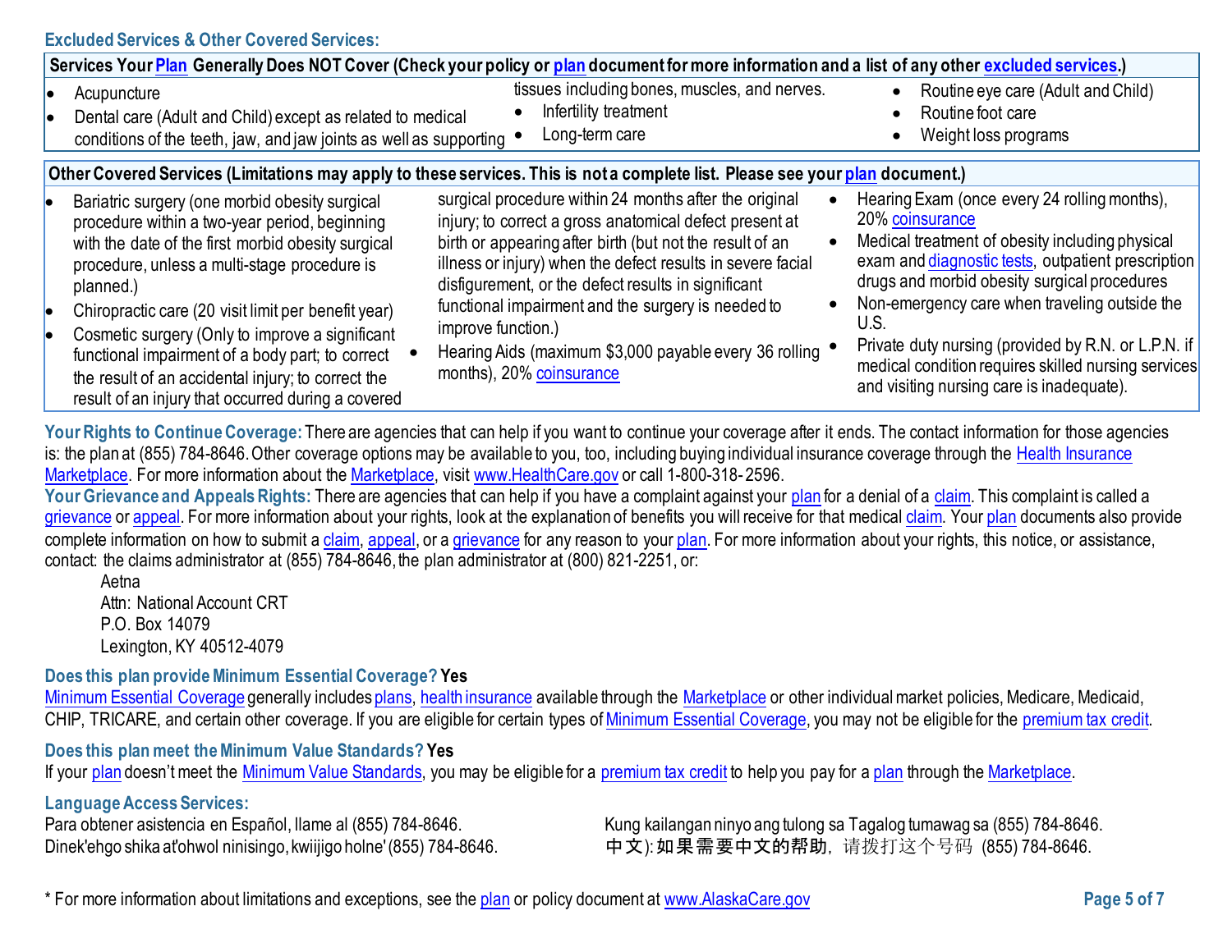**Excluded Services & Other Covered Services:**

**Services Your Plan Generally Does NOT Cover (Check your policy or plan document for more information and a list of any other excluded services.)**

- Acupuncture
- Dental care (Adult and Child) except as related to medical conditions of the teeth, jaw, and jaw joints as well as supporting tissues including bones, muscles, and nerves.
- Infertility treatment
- Long-term care
- Routine eye care (Adult and Child)
- Routine foot care
- Weight loss programs

**Other Covered Services (Limitations may apply to these services. This is not a complete list. Please see your plan document.)**

- Bariatric surgery (one morbid obesity surgical procedure within a two-year period, beginning with the date of the first morbid obesity surgical procedure, unless a multi-stage procedure is planned.)
- Chiropractic care (20 visit limit per benefit year)
- Cosmetic surgery (Only to improve a significant functional impairment of a body part; to correct the result of an accidental injury; to correct the result of an injury that occurred during a covered surgical procedure within 24 months after the original injury; to correct a gross anatomical defect present at birth or appearing after birth (but not the result of an illness or injury) when the defect results in severe facial disfigurement, or the defect results in significant functional impairment and the surgery is needed to improve function.)
- Hearing Aids (maximum $3,000 payable every 36 rolling months), 20% coinsurance
- Hearing Exam (once every 24 rolling months), 20% coinsurance
- Medical treatment of obesity including physical exam and diagnostic tests, outpatient prescription drugs and morbid obesity surgical procedures
- Non-emergency care when traveling outside the U.S.
- Private duty nursing (provided by R.N. or L.P.N. if medical condition requires skilled nursing services and visiting nursing care is inadequate).

**Your Rights to Continue Coverage:** There are agencies that can help if you want to continue your coverage after it ends. The contact information for those agencies is: the plan at (855) 784-8646. Other coverage options may be available to you, too, including buying individual insurance coverage through the Health Insurance Marketplace. For more information about the Marketplace, visit www.HealthCare.gov or call 1-800-318-2596.

**Your Grievance and Appeals Rights:** There are agencies that can help if you have a complaint against your plan for a denial of a claim. This complaint is called a grievance or appeal. For more information about your rights, look at the explanation of benefits you will receive for that medical claim. Your plan documents also provide complete information on how to submit a claim, appeal, or a grievance for any reason to your plan. For more information about your rights, this notice, or assistance, contact: the claims administrator at (855) 784-8646, the plan administrator at (800) 821-2251, or:

Aetna
Attn: National Account CRT
P.O. Box 14079
Lexington, KY 40512-4079

**Does this plan provide Minimum Essential Coverage? Yes**

Minimum Essential Coverage generally includes plans, health insurance available through the Marketplace or other individual market policies, Medicare, Medicaid, CHIP, TRICARE, and certain other coverage. If you are eligible for certain types of Minimum Essential Coverage, you may not be eligible for the premium tax credit.

**Does this plan meet the Minimum Value Standards? Yes**

If your plan doesn't meet the Minimum Value Standards, you may be eligible for a premium tax credit to help you pay for a plan through the Marketplace.

**Language Access Services:**

Para obtener asistencia en Español, llame al (855) 784-8646.
Dinek'ehgo shika at'ohwol ninisingo, kwiijigo holne' (855) 784-8646.
Kung kailangan ninyo ang tulong sa Tagalog tumawag sa (855) 784-8646.
中文): 如果需要中文的帮助，请拨打这个号码 (855) 784-8646.

* For more information about limitations and exceptions, see the plan or policy document at www.AlaskaCare.gov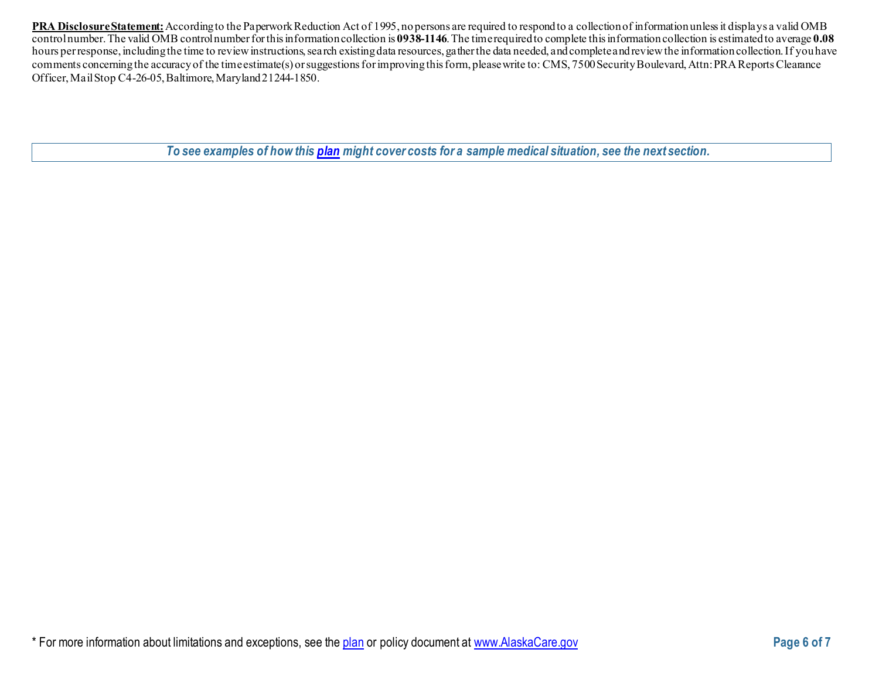**PRA Disclosure Statement:** According to the Paperwork Reduction Act of 1995, no persons are required to respond to a collection of information unless it displays a valid OMB control number. The valid OMB control number for this information collection is **0938-1146**. The time required to complete this information collection is estimated to average **0.08** hours per response, including the time to review instructions, search existing data resources, gather the data needed, and complete and review the information collection. If you have comments concerning the accuracy of the time estimate(s) or suggestions for improving this form, please write to: CMS, 7500 Security Boulevard, Attn: PRA Reports Clearance Officer, Mail Stop C4-26-05, Baltimore, Maryland 21244-1850.

***To see examples of how this plan might cover costs for a sample medical situation, see the next section.***

\* For more information about limitations and exceptions, see the plan or policy document at www.AlaskaCare.gov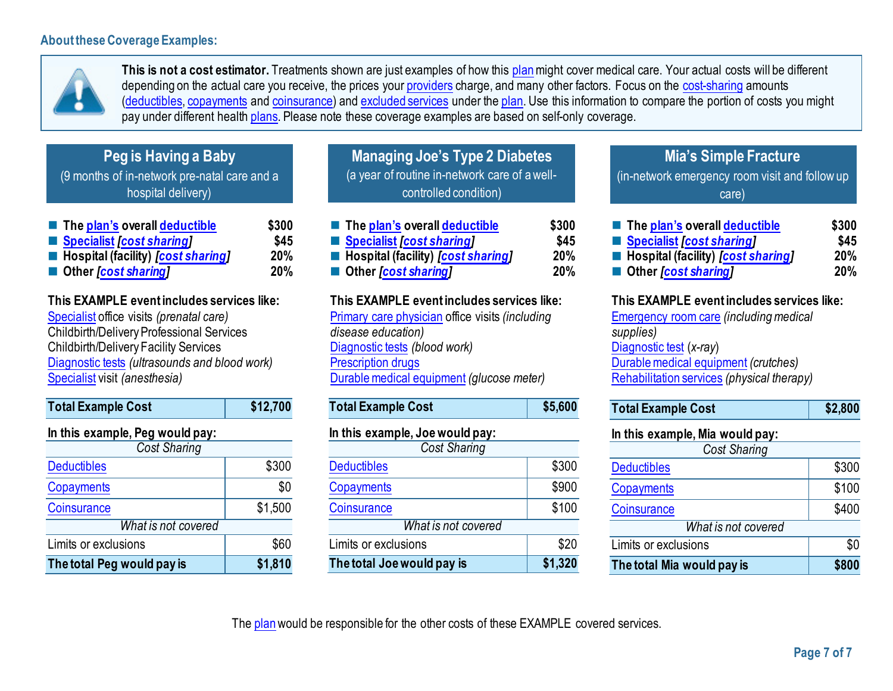## About these Coverage Examples:

**This is not a cost estimator.** Treatments shown are just examples of how this plan might cover medical care. Your actual costs will be different depending on the actual care you receive, the prices your providers charge, and many other factors. Focus on the cost-sharing amounts (deductibles, copayments and coinsurance) and excluded services under the plan. Use this information to compare the portion of costs you might pay under different health plans. Please note these coverage examples are based on self-only coverage.

### Peg is Having a Baby
(9 months of in-network pre-natal care and a hospital delivery)

- **The plan's overall deductible** — **$300**
- **Specialist [cost sharing]** — **$45**
- **Hospital (facility) [cost sharing]** — **20%**
- **Other [cost sharing]** — **20%**

**This EXAMPLE event includes services like:**
Specialist office visits *(prenatal care)*
Childbirth/Delivery Professional Services
Childbirth/Delivery Facility Services
Diagnostic tests *(ultrasounds and blood work)*
Specialist visit *(anesthesia)*

| | |
|---|---|
| **Total Example Cost** | **$12,700** |

**In this example, Peg would pay:**

| *Cost Sharing* | |
|---|---|
| Deductibles | $300 |
| Copayments | $0 |
| Coinsurance | $1,500 |
| *What is not covered* | |
| Limits or exclusions | $60 |
| **The total Peg would pay is** | **$1,810** |

### Managing Joe's Type 2 Diabetes
(a year of routine in-network care of a well-controlled condition)

- **The plan's overall deductible** — **$300**
- **Specialist [cost sharing]** — **$45**
- **Hospital (facility) [cost sharing]** — **20%**
- **Other [cost sharing]** — **20%**

**This EXAMPLE event includes services like:**
Primary care physician office visits *(including disease education)*
Diagnostic tests *(blood work)*
Prescription drugs
Durable medical equipment *(glucose meter)*

| | |
|---|---|
| **Total Example Cost** | **$5,600** |

**In this example, Joe would pay:**

| *Cost Sharing* | |
|---|---|
| Deductibles | $300 |
| Copayments | $900 |
| Coinsurance | $100 |
| *What is not covered* | |
| Limits or exclusions | $20 |
| **The total Joe would pay is** | **$1,320** |

### Mia's Simple Fracture
(in-network emergency room visit and follow up care)

- **The plan's overall deductible** — **$300**
- **Specialist [cost sharing]** — **$45**
- **Hospital (facility) [cost sharing]** — **20%**
- **Other [cost sharing]** — **20%**

**This EXAMPLE event includes services like:**
Emergency room care *(including medical supplies)*
Diagnostic test *(x-ray)*
Durable medical equipment *(crutches)*
Rehabilitation services *(physical therapy)*

| | |
|---|---|
| **Total Example Cost** | **$2,800** |

**In this example, Mia would pay:**

| *Cost Sharing* | |
|---|---|
| Deductibles | $300 |
| Copayments | $100 |
| Coinsurance | $400 |
| *What is not covered* | |
| Limits or exclusions | $0 |
| **The total Mia would pay is** | **$800** |

The plan would be responsible for the other costs of these EXAMPLE covered services.